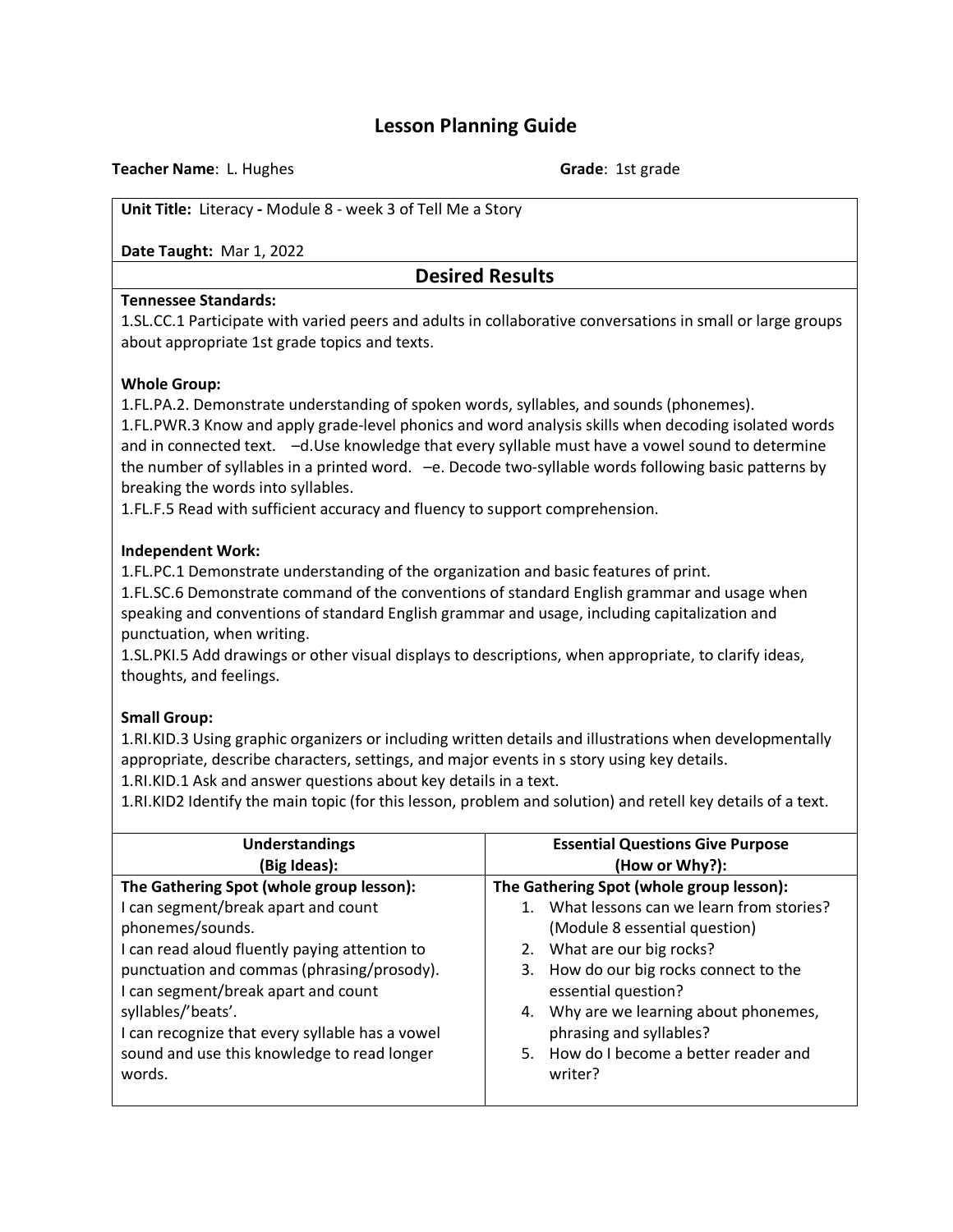# Lesson Planning Guide

**Teacher Name**: L. Hughes **Grade**: 1st grade

**Unit Title:** Literacy **-** Module 8 - week 3 of Tell Me a Story

**Date Taught:** Mar 1, 2022

## Desired Results

**Tennessee Standards:**
1.SL.CC.1 Participate with varied peers and adults in collaborative conversations in small or large groups about appropriate 1st grade topics and texts.

**Whole Group:**
1.FL.PA.2. Demonstrate understanding of spoken words, syllables, and sounds (phonemes).
1.FL.PWR.3 Know and apply grade-level phonics and word analysis skills when decoding isolated words and in connected text. –d.Use knowledge that every syllable must have a vowel sound to determine the number of syllables in a printed word. –e. Decode two-syllable words following basic patterns by breaking the words into syllables.
1.FL.F.5 Read with sufficient accuracy and fluency to support comprehension.

**Independent Work:**
1.FL.PC.1 Demonstrate understanding of the organization and basic features of print.
1.FL.SC.6 Demonstrate command of the conventions of standard English grammar and usage when speaking and conventions of standard English grammar and usage, including capitalization and punctuation, when writing.
1.SL.PKI.5 Add drawings or other visual displays to descriptions, when appropriate, to clarify ideas, thoughts, and feelings.

**Small Group:**
1.RI.KID.3 Using graphic organizers or including written details and illustrations when developmentally appropriate, describe characters, settings, and major events in s story using key details.
1.RI.KID.1 Ask and answer questions about key details in a text.
1.RI.KID2 Identify the main topic (for this lesson, problem and solution) and retell key details of a text.

| **Understandings (Big Ideas):** | **Essential Questions Give Purpose (How or Why?):** |
|---|---|
| **The Gathering Spot (whole group lesson):**<br>I can segment/break apart and count phonemes/sounds.<br>I can read aloud fluently paying attention to punctuation and commas (phrasing/prosody).<br>I can segment/break apart and count syllables/'beats'.<br>I can recognize that every syllable has a vowel sound and use this knowledge to read longer words. | **The Gathering Spot (whole group lesson):**<br>1. What lessons can we learn from stories? (Module 8 essential question)<br>2. What are our big rocks?<br>3. How do our big rocks connect to the essential question?<br>4. Why are we learning about phonemes, phrasing and syllables?<br>5. How do I become a better reader and writer? |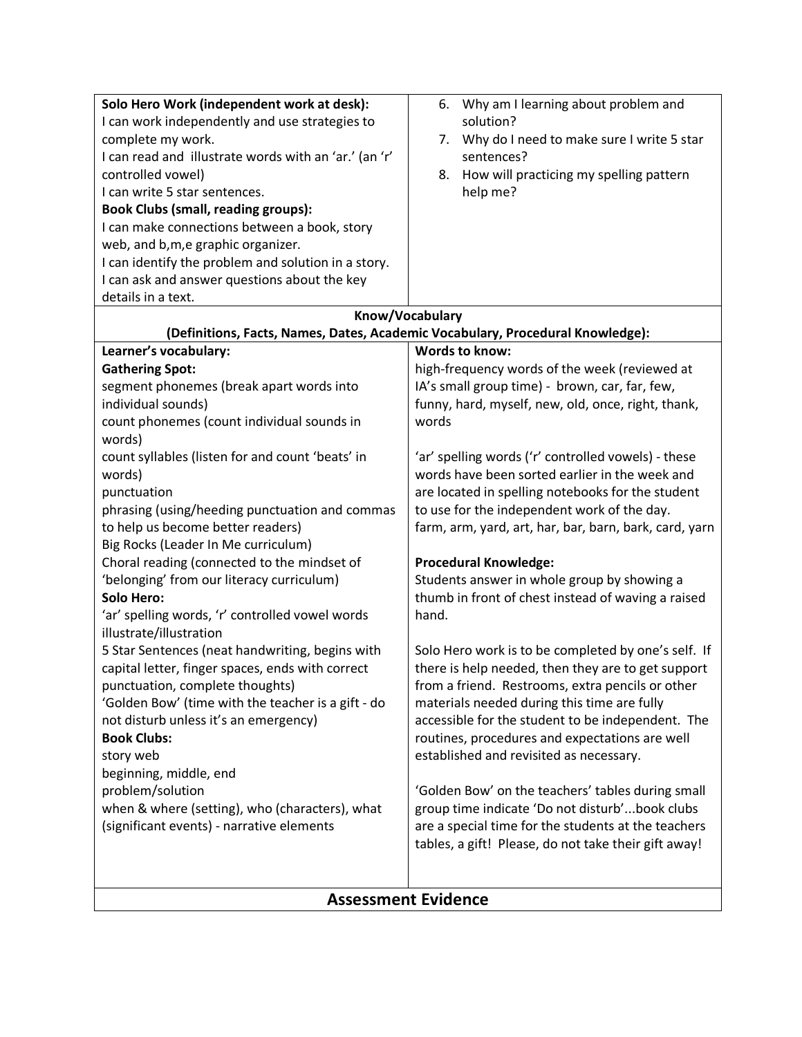| **Solo Hero Work (independent work at desk):**<br>I can work independently and use strategies to complete my work.<br>I can read and illustrate words with an 'ar.' (an 'r' controlled vowel)<br>I can write 5 star sentences.<br>**Book Clubs (small, reading groups):**<br>I can make connections between a book, story web, and b,m,e graphic organizer.<br>I can identify the problem and solution in a story.<br>I can ask and answer questions about the key details in a text. | 6. Why am I learning about problem and solution?<br>7. Why do I need to make sure I write 5 star sentences?<br>8. How will practicing my spelling pattern help me? |
|---|---|
| **Know/Vocabulary (Definitions, Facts, Names, Dates, Academic Vocabulary, Procedural Knowledge):** | |
| **Learner's vocabulary:**<br>**Gathering Spot:**<br>segment phonemes (break apart words into individual sounds)<br>count phonemes (count individual sounds in words)<br>count syllables (listen for and count 'beats' in words)<br>punctuation<br>phrasing (using/heeding punctuation and commas to help us become better readers)<br>Big Rocks (Leader In Me curriculum)<br>Choral reading (connected to the mindset of 'belonging' from our literacy curriculum)<br>**Solo Hero:**<br>'ar' spelling words, 'r' controlled vowel words<br>illustrate/illustration<br>5 Star Sentences (neat handwriting, begins with capital letter, finger spaces, ends with correct punctuation, complete thoughts)<br>'Golden Bow' (time with the teacher is a gift - do not disturb unless it's an emergency)<br>**Book Clubs:**<br>story web<br>beginning, middle, end<br>problem/solution<br>when & where (setting), who (characters), what (significant events) - narrative elements | **Words to know:**<br>high-frequency words of the week (reviewed at IA's small group time) - brown, car, far, few, funny, hard, myself, new, old, once, right, thank, words<br><br>'ar' spelling words ('r' controlled vowels) - these words have been sorted earlier in the week and are located in spelling notebooks for the student to use for the independent work of the day.<br>farm, arm, yard, art, har, bar, barn, bark, card, yarn<br><br>**Procedural Knowledge:**<br>Students answer in whole group by showing a thumb in front of chest instead of waving a raised hand.<br><br>Solo Hero work is to be completed by one's self. If there is help needed, then they are to get support from a friend. Restrooms, extra pencils or other materials needed during this time are fully accessible for the student to be independent. The routines, procedures and expectations are well established and revisited as necessary.<br><br>'Golden Bow' on the teachers' tables during small group time indicate 'Do not disturb'...book clubs are a special time for the students at the teachers tables, a gift! Please, do not take their gift away! |

## Assessment Evidence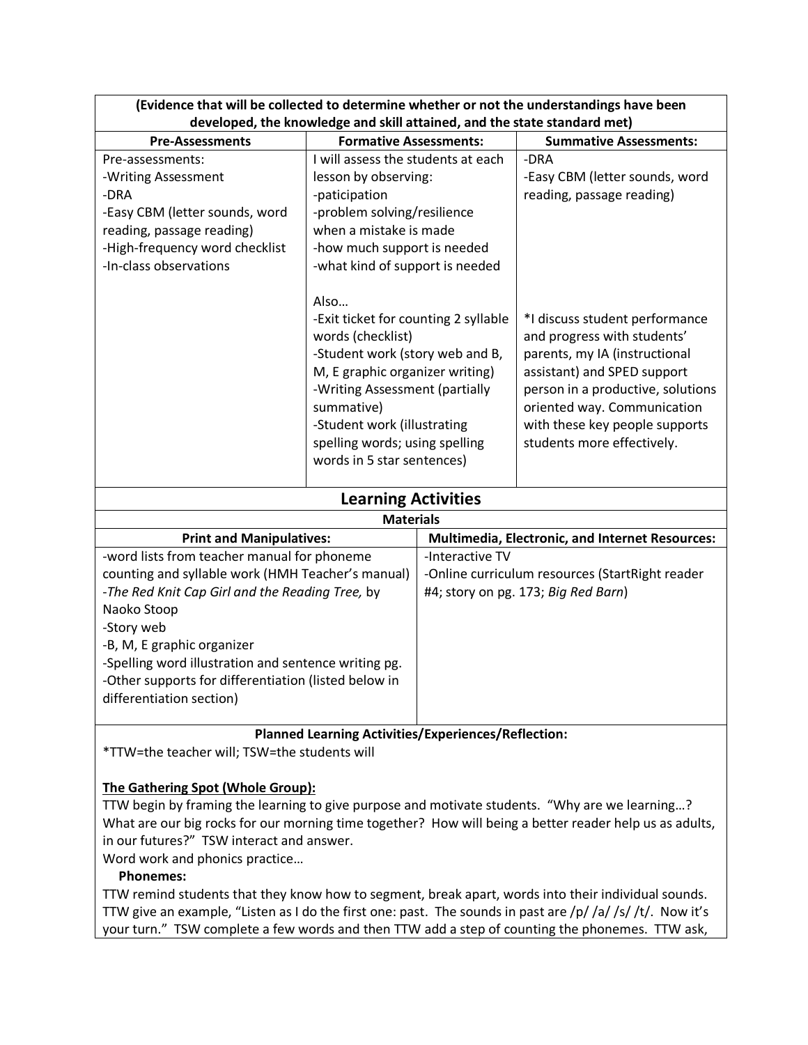| (Evidence that will be collected to determine whether or not the understandings have been developed, the knowledge and skill attained, and the state standard met) | | |
|---|---|---|
| **Pre-Assessments:** | **Formative Assessments:** | **Summative Assessments:** |
| Pre-assessments:<br>-Writing Assessment<br>-DRA<br>-Easy CBM (letter sounds, word reading, passage reading)<br>-High-frequency word checklist<br>-In-class observations | I will assess the students at each lesson by observing:<br>-paticipation<br>-problem solving/resilience when a mistake is made<br>-how much support is needed<br>-what kind of support is needed<br><br>Also…<br>-Exit ticket for counting 2 syllable words (checklist)<br>-Student work (story web and B, M, E graphic organizer writing)<br>-Writing Assessment (partially summative)<br>-Student work (illustrating spelling words; using spelling words in 5 star sentences) | -DRA<br>-Easy CBM (letter sounds, word reading, passage reading)<br><br>*I discuss student performance and progress with students' parents, my IA (instructional assistant) and SPED support person in a productive, solutions oriented way. Communication with these key people supports students more effectively. |

## Learning Activities

**Materials**

| Print and Manipulatives: | Multimedia, Electronic, and Internet Resources: |
|---|---|
| -word lists from teacher manual for phoneme counting and syllable work (HMH Teacher's manual)<br>-*The Red Knit Cap Girl and the Reading Tree,* by Naoko Stoop<br>-Story web<br>-B, M, E graphic organizer<br>-Spelling word illustration and sentence writing pg.<br>-Other supports for differentiation (listed below in differentiation section) | -Interactive TV<br>-Online curriculum resources (StartRight reader #4; story on pg. 173; *Big Red Barn*) |

**Planned Learning Activities/Experiences/Reflection:**

*TTW=the teacher will; TSW=the students will

**The Gathering Spot (Whole Group):**

TTW begin by framing the learning to give purpose and motivate students. "Why are we learning…? What are our big rocks for our morning time together? How will being a better reader help us as adults, in our futures?" TSW interact and answer.

Word work and phonics practice…

**Phonemes:**

TTW remind students that they know how to segment, break apart, words into their individual sounds. TTW give an example, "Listen as I do the first one: past. The sounds in past are /p/ /a/ /s/ /t/. Now it's your turn." TSW complete a few words and then TTW add a step of counting the phonemes. TTW ask,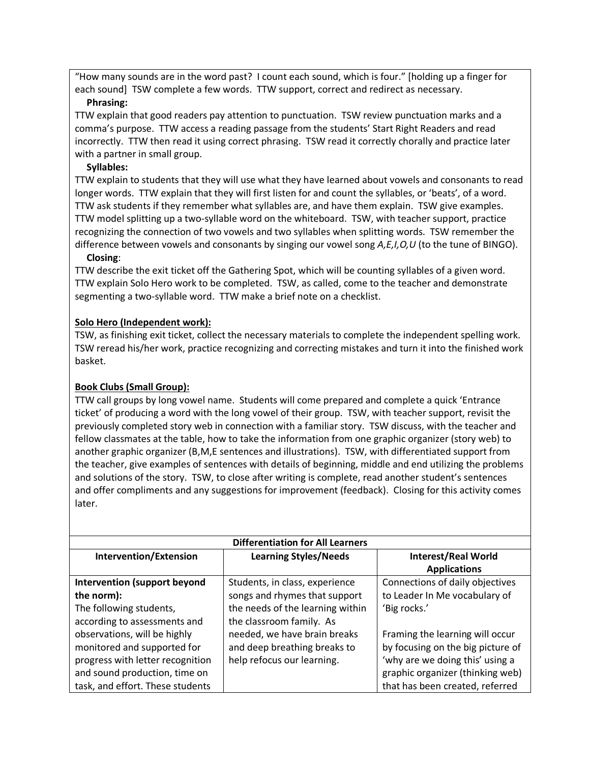"How many sounds are in the word past? I count each sound, which is four." [holding up a finger for each sound] TSW complete a few words. TTW support, correct and redirect as necessary.

**Phrasing:**

TTW explain that good readers pay attention to punctuation. TSW review punctuation marks and a comma's purpose. TTW access a reading passage from the students' Start Right Readers and read incorrectly. TTW then read it using correct phrasing. TSW read it correctly chorally and practice later with a partner in small group.

**Syllables:**

TTW explain to students that they will use what they have learned about vowels and consonants to read longer words. TTW explain that they will first listen for and count the syllables, or 'beats', of a word. TTW ask students if they remember what syllables are, and have them explain. TSW give examples. TTW model splitting up a two-syllable word on the whiteboard. TSW, with teacher support, practice recognizing the connection of two vowels and two syllables when splitting words. TSW remember the difference between vowels and consonants by singing our vowel song *A,E,I,O,U* (to the tune of BINGO).

**Closing**:

TTW describe the exit ticket off the Gathering Spot, which will be counting syllables of a given word. TTW explain Solo Hero work to be completed. TSW, as called, come to the teacher and demonstrate segmenting a two-syllable word. TTW make a brief note on a checklist.

**Solo Hero (Independent work):**

TSW, as finishing exit ticket, collect the necessary materials to complete the independent spelling work. TSW reread his/her work, practice recognizing and correcting mistakes and turn it into the finished work basket.

**Book Clubs (Small Group):**

TTW call groups by long vowel name. Students will come prepared and complete a quick 'Entrance ticket' of producing a word with the long vowel of their group. TSW, with teacher support, revisit the previously completed story web in connection with a familiar story. TSW discuss, with the teacher and fellow classmates at the table, how to take the information from one graphic organizer (story web) to another graphic organizer (B,M,E sentences and illustrations). TSW, with differentiated support from the teacher, give examples of sentences with details of beginning, middle and end utilizing the problems and solutions of the story. TSW, to close after writing is complete, read another student's sentences and offer compliments and any suggestions for improvement (feedback). Closing for this activity comes later.

| **Differentiation for All Learners** | | |
|---|---|---|
| **Intervention/Extension** | **Learning Styles/Needs** | **Interest/Real World Applications** |
| **Intervention (support beyond the norm):** The following students, according to assessments and observations, will be highly monitored and supported for progress with letter recognition and sound production, time on task, and effort. These students | Students, in class, experience songs and rhymes that support the needs of the learning within the classroom family. As needed, we have brain breaks and deep breathing breaks to help refocus our learning. | Connections of daily objectives to Leader In Me vocabulary of 'Big rocks.' Framing the learning will occur by focusing on the big picture of 'why are we doing this' using a graphic organizer (thinking web) that has been created, referred |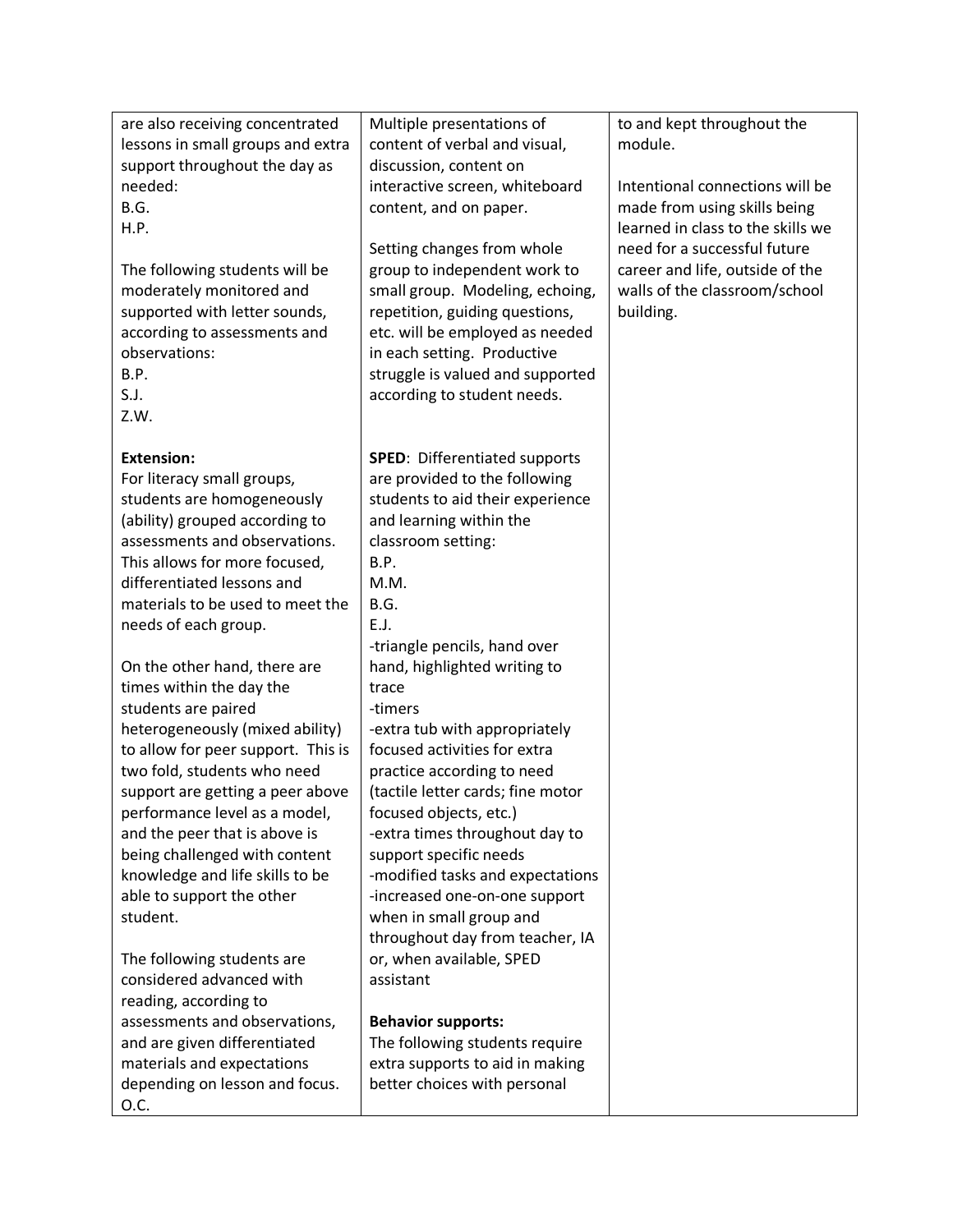| | | |
|---|---|---|
| are also receiving concentrated lessons in small groups and extra support throughout the day as needed:<br>B.G.<br>H.P.<br><br>The following students will be moderately monitored and supported with letter sounds, according to assessments and observations:<br>B.P.<br>S.J.<br>Z.W.<br><br>**Extension:**<br>For literacy small groups, students are homogeneously (ability) grouped according to assessments and observations. This allows for more focused, differentiated lessons and materials to be used to meet the needs of each group.<br><br>On the other hand, there are times within the day the students are paired heterogeneously (mixed ability) to allow for peer support. This is two fold, students who need support are getting a peer above performance level as a model, and the peer that is above is being challenged with content knowledge and life skills to be able to support the other student.<br><br>The following students are considered advanced with reading, according to assessments and observations, and are given differentiated materials and expectations depending on lesson and focus.<br>O.C. | Multiple presentations of content of verbal and visual, discussion, content on interactive screen, whiteboard content, and on paper.<br><br>Setting changes from whole group to independent work to small group. Modeling, echoing, repetition, guiding questions, etc. will be employed as needed in each setting. Productive struggle is valued and supported according to student needs.<br><br>**SPED**: Differentiated supports are provided to the following students to aid their experience and learning within the classroom setting:<br>B.P.<br>M.M.<br>B.G.<br>E.J.<br>-triangle pencils, hand over hand, highlighted writing to trace<br>-timers<br>-extra tub with appropriately focused activities for extra practice according to need (tactile letter cards; fine motor focused objects, etc.)<br>-extra times throughout day to support specific needs<br>-modified tasks and expectations<br>-increased one-on-one support when in small group and throughout day from teacher, IA or, when available, SPED assistant<br><br>**Behavior supports:**<br>The following students require extra supports to aid in making better choices with personal | to and kept throughout the module.<br><br>Intentional connections will be made from using skills being learned in class to the skills we need for a successful future career and life, outside of the walls of the classroom/school building. |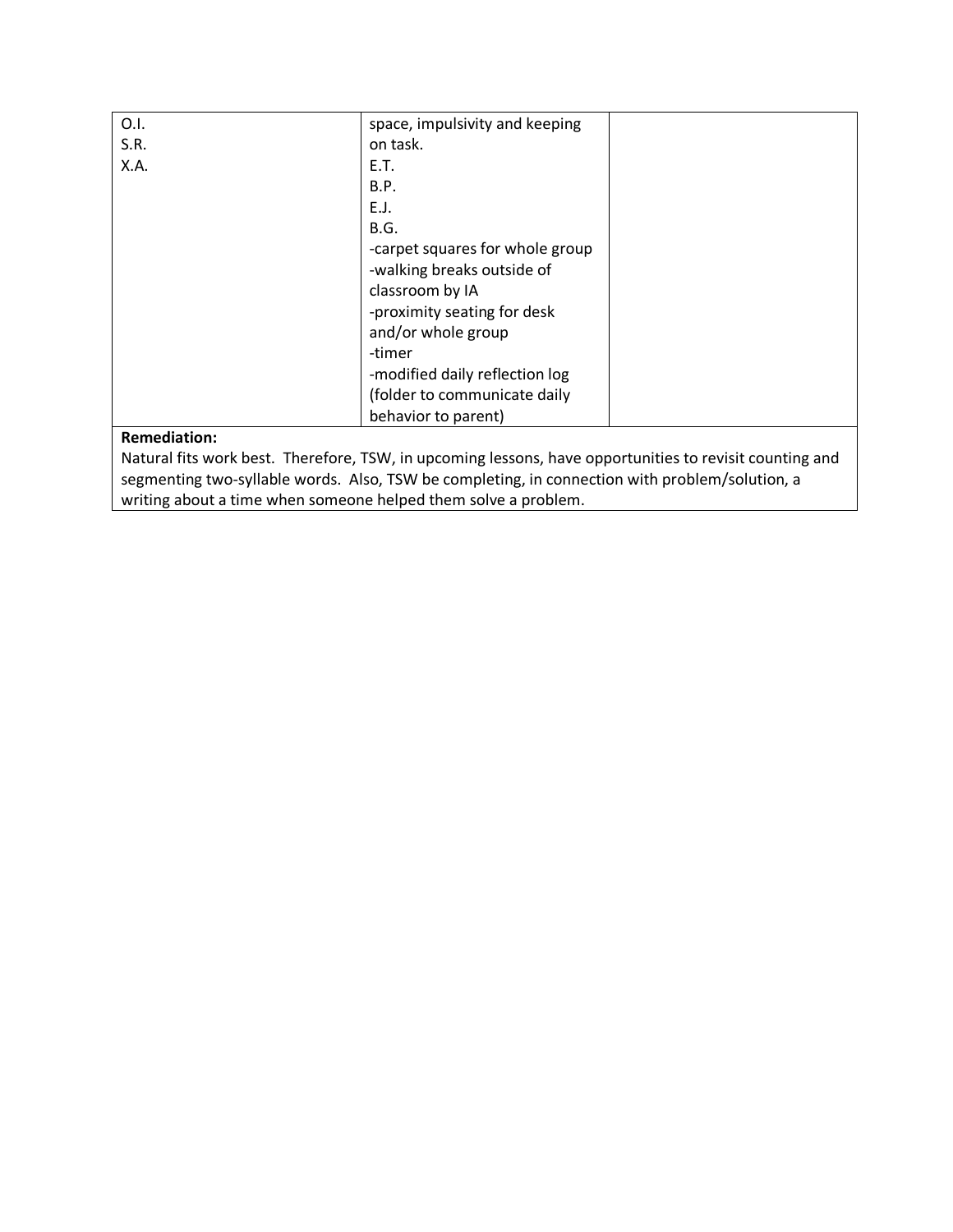| | | |
|---|---|---|
| O.I.<br>S.R.<br>X.A. | space, impulsivity and keeping on task.<br>E.T.<br>B.P.<br>E.J.<br>B.G.<br>-carpet squares for whole group<br>-walking breaks outside of classroom by IA<br>-proximity seating for desk and/or whole group<br>-timer<br>-modified daily reflection log (folder to communicate daily behavior to parent) | |

**Remediation:**

Natural fits work best. Therefore, TSW, in upcoming lessons, have opportunities to revisit counting and segmenting two-syllable words. Also, TSW be completing, in connection with problem/solution, a writing about a time when someone helped them solve a problem.